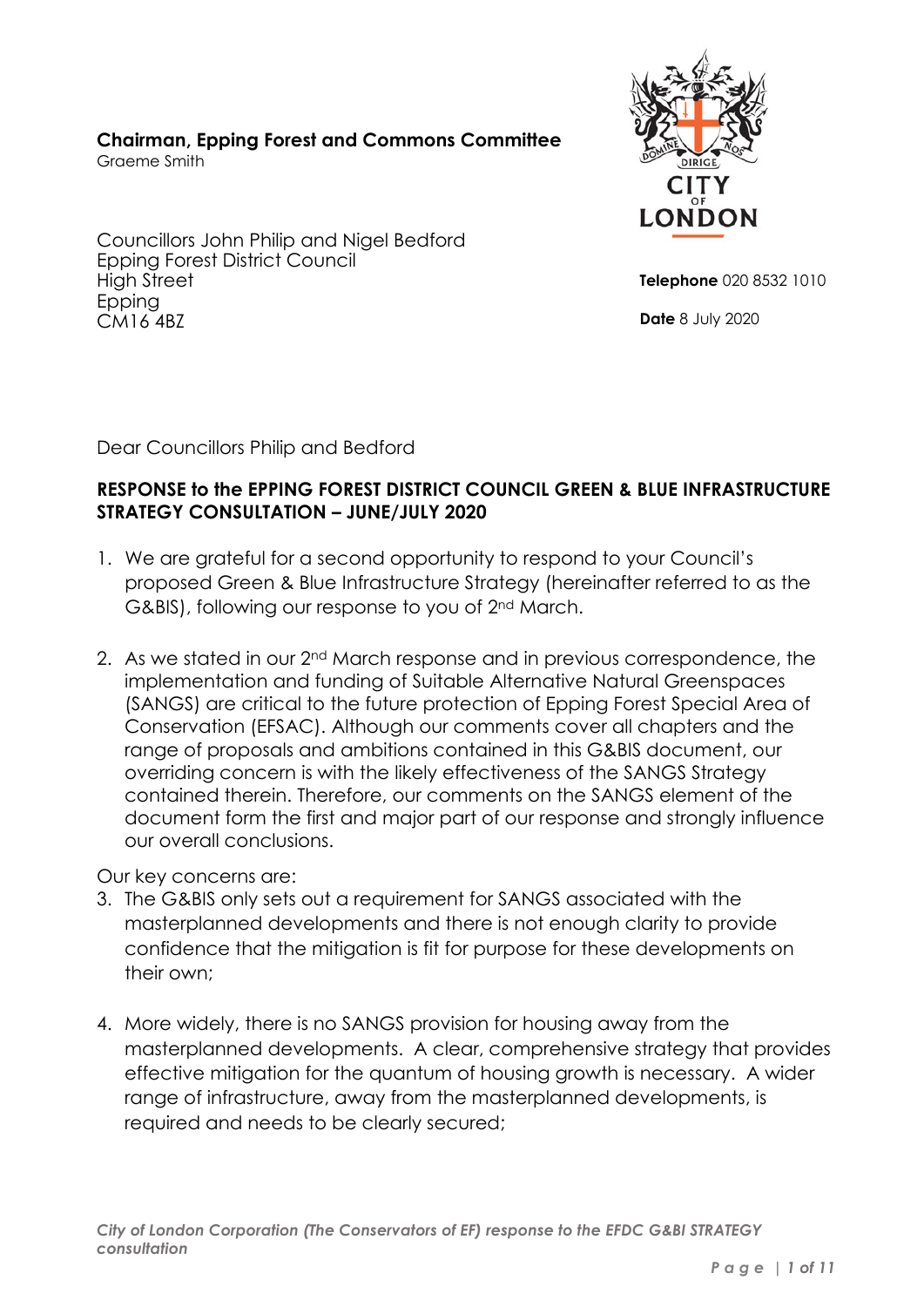**Chairman, Epping Forest and Commons Committee**
Graeme Smith

Councillors John Philip and Nigel Bedford
Epping Forest District Council
High Street
Epping
CM16 4BZ

**Telephone** 020 8532 1010

**Date** 8 July 2020

Dear Councillors Philip and Bedford

**RESPONSE to the EPPING FOREST DISTRICT COUNCIL GREEN & BLUE INFRASTRUCTURE STRATEGY CONSULTATION – JUNE/JULY 2020**

1. We are grateful for a second opportunity to respond to your Council's proposed Green & Blue Infrastructure Strategy (hereinafter referred to as the G&BIS), following our response to you of 2nd March.

2. As we stated in our 2nd March response and in previous correspondence, the implementation and funding of Suitable Alternative Natural Greenspaces (SANGS) are critical to the future protection of Epping Forest Special Area of Conservation (EFSAC). Although our comments cover all chapters and the range of proposals and ambitions contained in this G&BIS document, our overriding concern is with the likely effectiveness of the SANGS Strategy contained therein. Therefore, our comments on the SANGS element of the document form the first and major part of our response and strongly influence our overall conclusions.

Our key concerns are:

3. The G&BIS only sets out a requirement for SANGS associated with the masterplanned developments and there is not enough clarity to provide confidence that the mitigation is fit for purpose for these developments on their own;

4. More widely, there is no SANGS provision for housing away from the masterplanned developments. A clear, comprehensive strategy that provides effective mitigation for the quantum of housing growth is necessary. A wider range of infrastructure, away from the masterplanned developments, is required and needs to be clearly secured;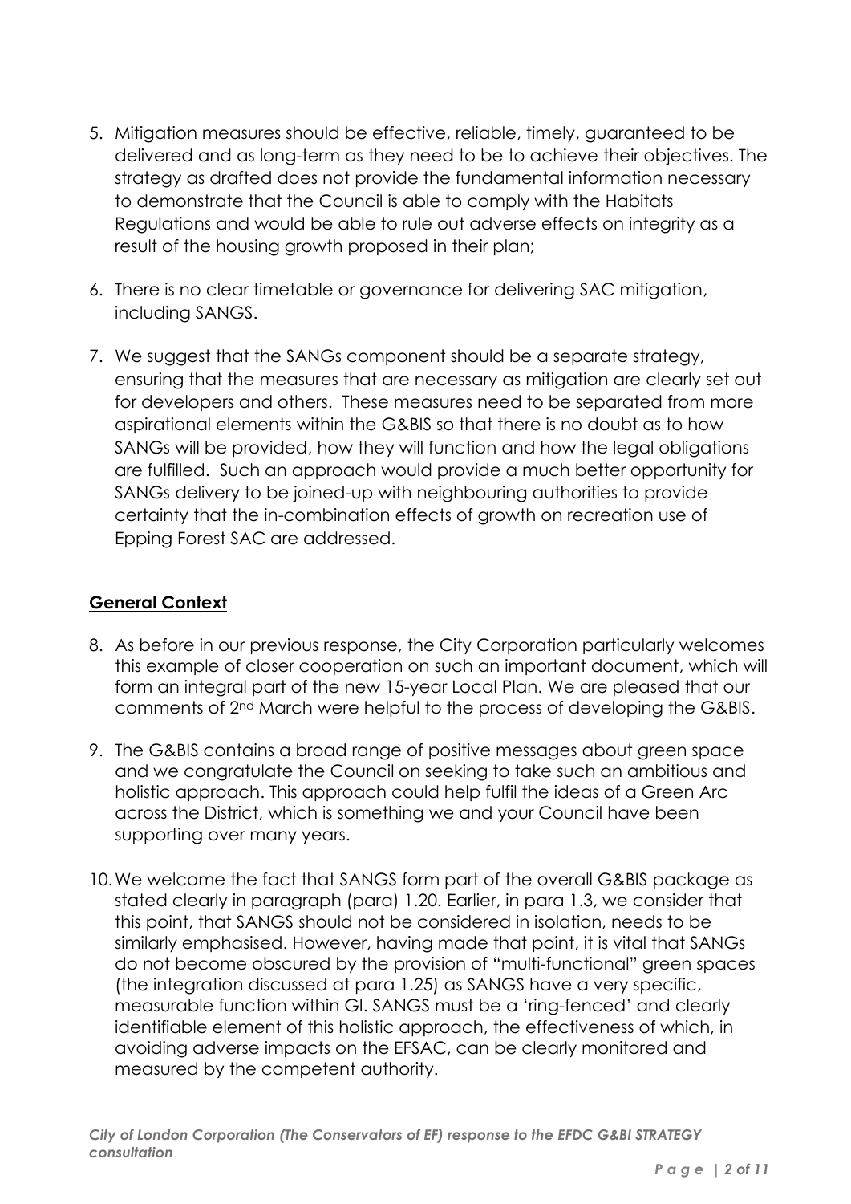5. Mitigation measures should be effective, reliable, timely, guaranteed to be delivered and as long-term as they need to be to achieve their objectives. The strategy as drafted does not provide the fundamental information necessary to demonstrate that the Council is able to comply with the Habitats Regulations and would be able to rule out adverse effects on integrity as a result of the housing growth proposed in their plan;

6. There is no clear timetable or governance for delivering SAC mitigation, including SANGS.

7. We suggest that the SANGs component should be a separate strategy, ensuring that the measures that are necessary as mitigation are clearly set out for developers and others. These measures need to be separated from more aspirational elements within the G&BIS so that there is no doubt as to how SANGs will be provided, how they will function and how the legal obligations are fulfilled. Such an approach would provide a much better opportunity for SANGs delivery to be joined-up with neighbouring authorities to provide certainty that the in-combination effects of growth on recreation use of Epping Forest SAC are addressed.

## General Context

8. As before in our previous response, the City Corporation particularly welcomes this example of closer cooperation on such an important document, which will form an integral part of the new 15-year Local Plan. We are pleased that our comments of 2nd March were helpful to the process of developing the G&BIS.

9. The G&BIS contains a broad range of positive messages about green space and we congratulate the Council on seeking to take such an ambitious and holistic approach. This approach could help fulfil the ideas of a Green Arc across the District, which is something we and your Council have been supporting over many years.

10. We welcome the fact that SANGS form part of the overall G&BIS package as stated clearly in paragraph (para) 1.20. Earlier, in para 1.3, we consider that this point, that SANGS should not be considered in isolation, needs to be similarly emphasised. However, having made that point, it is vital that SANGs do not become obscured by the provision of "multi-functional" green spaces (the integration discussed at para 1.25) as SANGS have a very specific, measurable function within GI. SANGS must be a 'ring-fenced' and clearly identifiable element of this holistic approach, the effectiveness of which, in avoiding adverse impacts on the EFSAC, can be clearly monitored and measured by the competent authority.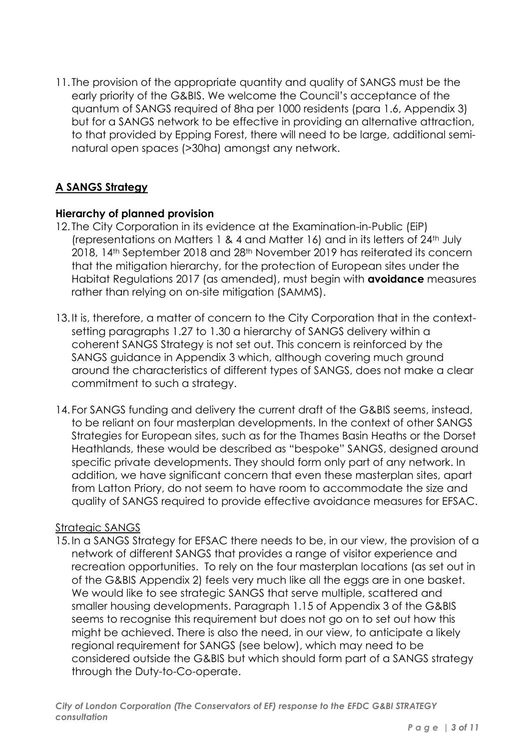11. The provision of the appropriate quantity and quality of SANGS must be the early priority of the G&BIS. We welcome the Council's acceptance of the quantum of SANGS required of 8ha per 1000 residents (para 1.6, Appendix 3) but for a SANGS network to be effective in providing an alternative attraction, to that provided by Epping Forest, there will need to be large, additional semi-natural open spaces (>30ha) amongst any network.

## **A SANGS Strategy**

### Hierarchy of planned provision

12. The City Corporation in its evidence at the Examination-in-Public (EiP) (representations on Matters 1 & 4 and Matter 16) and in its letters of 24th July 2018, 14th September 2018 and 28th November 2019 has reiterated its concern that the mitigation hierarchy, for the protection of European sites under the Habitat Regulations 2017 (as amended), must begin with **avoidance** measures rather than relying on on-site mitigation (SAMMS).

13. It is, therefore, a matter of concern to the City Corporation that in the context-setting paragraphs 1.27 to 1.30 a hierarchy of SANGS delivery within a coherent SANGS Strategy is not set out. This concern is reinforced by the SANGS guidance in Appendix 3 which, although covering much ground around the characteristics of different types of SANGS, does not make a clear commitment to such a strategy.

14. For SANGS funding and delivery the current draft of the G&BIS seems, instead, to be reliant on four masterplan developments. In the context of other SANGS Strategies for European sites, such as for the Thames Basin Heaths or the Dorset Heathlands, these would be described as "bespoke" SANGS, designed around specific private developments. They should form only part of any network. In addition, we have significant concern that even these masterplan sites, apart from Latton Priory, do not seem to have room to accommodate the size and quality of SANGS required to provide effective avoidance measures for EFSAC.

<u>Strategic SANGS</u>

15. In a SANGS Strategy for EFSAC there needs to be, in our view, the provision of a network of different SANGS that provides a range of visitor experience and recreation opportunities. To rely on the four masterplan locations (as set out in of the G&BIS Appendix 2) feels very much like all the eggs are in one basket. We would like to see strategic SANGS that serve multiple, scattered and smaller housing developments. Paragraph 1.15 of Appendix 3 of the G&BIS seems to recognise this requirement but does not go on to set out how this might be achieved. There is also the need, in our view, to anticipate a likely regional requirement for SANGS (see below), which may need to be considered outside the G&BIS but which should form part of a SANGS strategy through the Duty-to-Co-operate.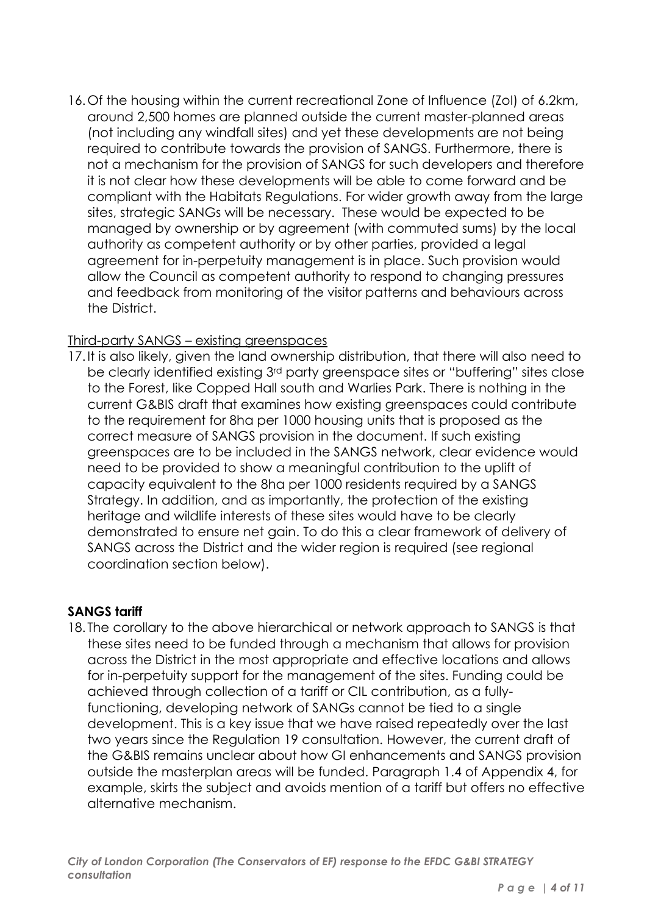16. Of the housing within the current recreational Zone of Influence (ZoI) of 6.2km, around 2,500 homes are planned outside the current master-planned areas (not including any windfall sites) and yet these developments are not being required to contribute towards the provision of SANGS. Furthermore, there is not a mechanism for the provision of SANGS for such developers and therefore it is not clear how these developments will be able to come forward and be compliant with the Habitats Regulations. For wider growth away from the large sites, strategic SANGs will be necessary. These would be expected to be managed by ownership or by agreement (with commuted sums) by the local authority as competent authority or by other parties, provided a legal agreement for in-perpetuity management is in place. Such provision would allow the Council as competent authority to respond to changing pressures and feedback from monitoring of the visitor patterns and behaviours across the District.

<u>Third-party SANGS – existing greenspaces</u>

17. It is also likely, given the land ownership distribution, that there will also need to be clearly identified existing 3rd party greenspace sites or "buffering" sites close to the Forest, like Copped Hall south and Warlies Park. There is nothing in the current G&BIS draft that examines how existing greenspaces could contribute to the requirement for 8ha per 1000 housing units that is proposed as the correct measure of SANGS provision in the document. If such existing greenspaces are to be included in the SANGS network, clear evidence would need to be provided to show a meaningful contribution to the uplift of capacity equivalent to the 8ha per 1000 residents required by a SANGS Strategy. In addition, and as importantly, the protection of the existing heritage and wildlife interests of these sites would have to be clearly demonstrated to ensure net gain. To do this a clear framework of delivery of SANGS across the District and the wider region is required (see regional coordination section below).

**SANGS tariff**

18. The corollary to the above hierarchical or network approach to SANGS is that these sites need to be funded through a mechanism that allows for provision across the District in the most appropriate and effective locations and allows for in-perpetuity support for the management of the sites. Funding could be achieved through collection of a tariff or CIL contribution, as a fully-functioning, developing network of SANGs cannot be tied to a single development. This is a key issue that we have raised repeatedly over the last two years since the Regulation 19 consultation. However, the current draft of the G&BIS remains unclear about how GI enhancements and SANGS provision outside the masterplan areas will be funded. Paragraph 1.4 of Appendix 4, for example, skirts the subject and avoids mention of a tariff but offers no effective alternative mechanism.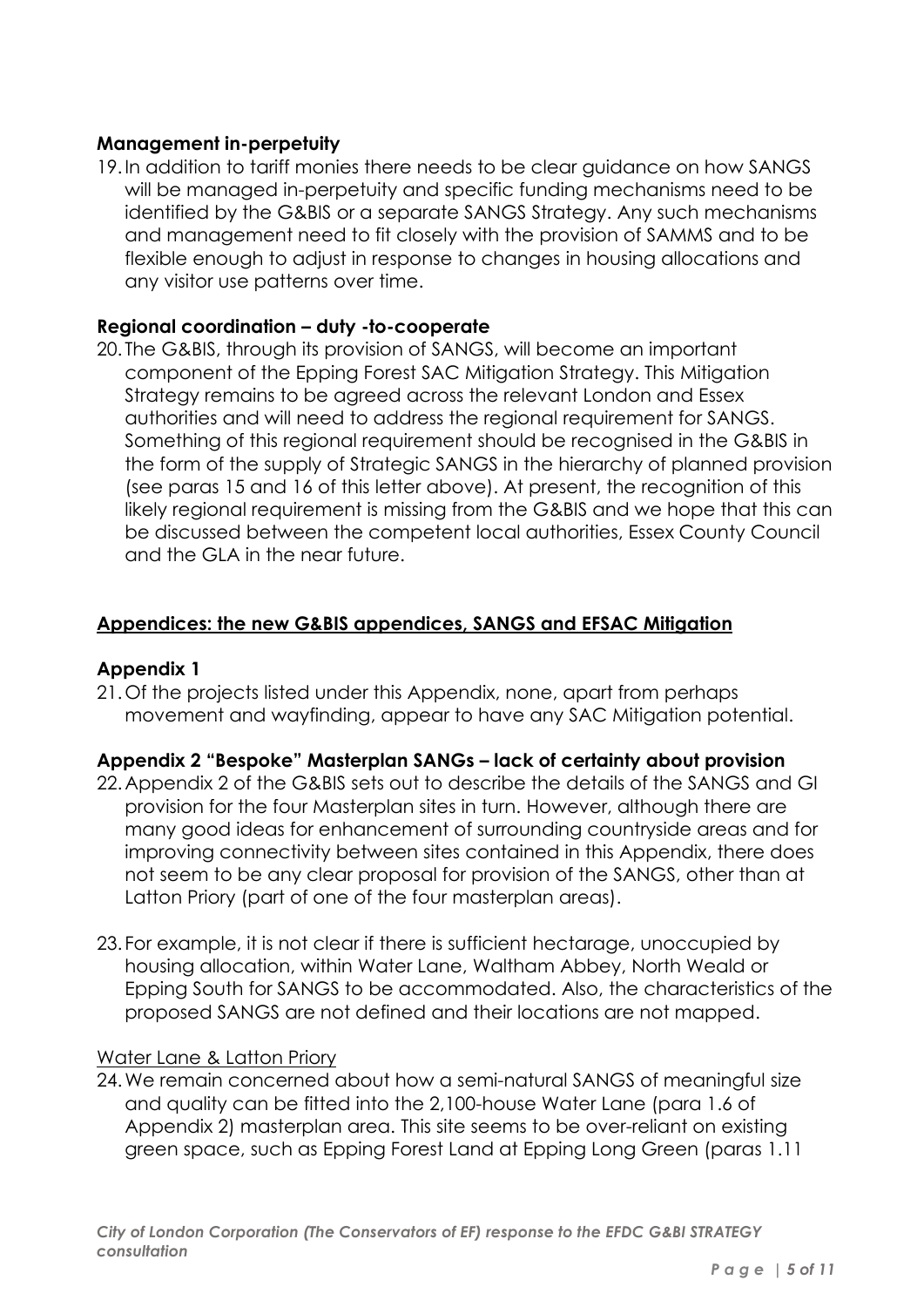**Management in-perpetuity**

19. In addition to tariff monies there needs to be clear guidance on how SANGS will be managed in-perpetuity and specific funding mechanisms need to be identified by the G&BIS or a separate SANGS Strategy. Any such mechanisms and management need to fit closely with the provision of SAMMS and to be flexible enough to adjust in response to changes in housing allocations and any visitor use patterns over time.

**Regional coordination – duty -to-cooperate**

20. The G&BIS, through its provision of SANGS, will become an important component of the Epping Forest SAC Mitigation Strategy. This Mitigation Strategy remains to be agreed across the relevant London and Essex authorities and will need to address the regional requirement for SANGS. Something of this regional requirement should be recognised in the G&BIS in the form of the supply of Strategic SANGS in the hierarchy of planned provision (see paras 15 and 16 of this letter above). At present, the recognition of this likely regional requirement is missing from the G&BIS and we hope that this can be discussed between the competent local authorities, Essex County Council and the GLA in the near future.

## Appendices: the new G&BIS appendices, SANGS and EFSAC Mitigation

**Appendix 1**

21. Of the projects listed under this Appendix, none, apart from perhaps movement and wayfinding, appear to have any SAC Mitigation potential.

**Appendix 2 "Bespoke" Masterplan SANGs – lack of certainty about provision**

22. Appendix 2 of the G&BIS sets out to describe the details of the SANGS and GI provision for the four Masterplan sites in turn. However, although there are many good ideas for enhancement of surrounding countryside areas and for improving connectivity between sites contained in this Appendix, there does not seem to be any clear proposal for provision of the SANGS, other than at Latton Priory (part of one of the four masterplan areas).

23. For example, it is not clear if there is sufficient hectarage, unoccupied by housing allocation, within Water Lane, Waltham Abbey, North Weald or Epping South for SANGS to be accommodated. Also, the characteristics of the proposed SANGS are not defined and their locations are not mapped.

Water Lane & Latton Priory

24. We remain concerned about how a semi-natural SANGS of meaningful size and quality can be fitted into the 2,100-house Water Lane (para 1.6 of Appendix 2) masterplan area. This site seems to be over-reliant on existing green space, such as Epping Forest Land at Epping Long Green (paras 1.11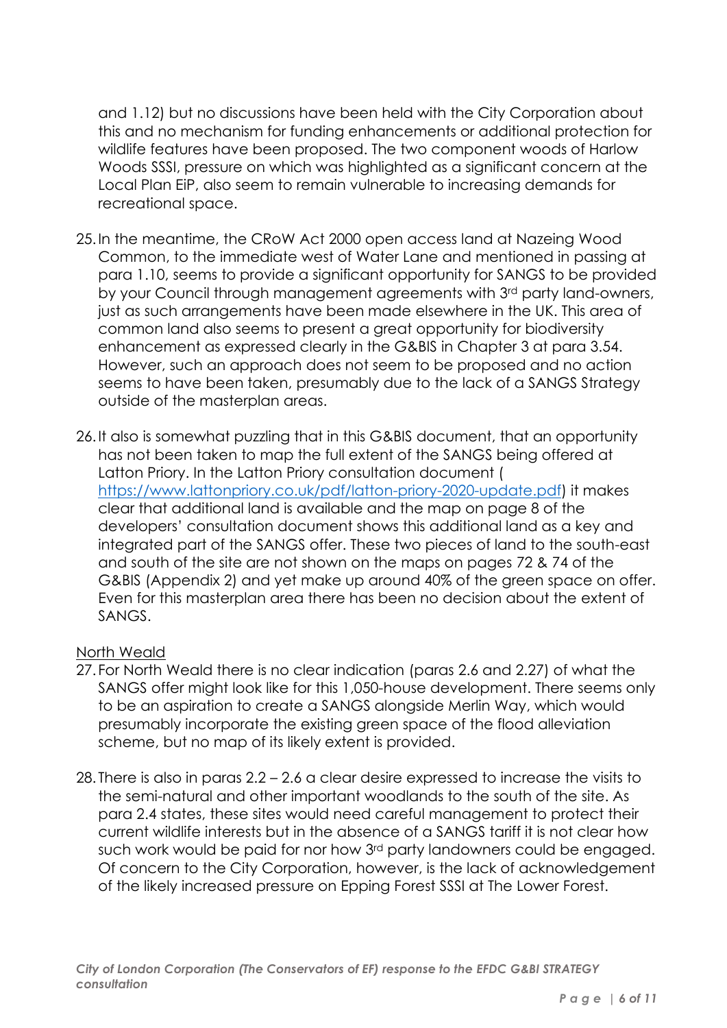and 1.12) but no discussions have been held with the City Corporation about this and no mechanism for funding enhancements or additional protection for wildlife features have been proposed. The two component woods of Harlow Woods SSSI, pressure on which was highlighted as a significant concern at the Local Plan EiP, also seem to remain vulnerable to increasing demands for recreational space.

25. In the meantime, the CRoW Act 2000 open access land at Nazeing Wood Common, to the immediate west of Water Lane and mentioned in passing at para 1.10, seems to provide a significant opportunity for SANGS to be provided by your Council through management agreements with 3rd party land-owners, just as such arrangements have been made elsewhere in the UK. This area of common land also seems to present a great opportunity for biodiversity enhancement as expressed clearly in the G&BIS in Chapter 3 at para 3.54. However, such an approach does not seem to be proposed and no action seems to have been taken, presumably due to the lack of a SANGS Strategy outside of the masterplan areas.

26. It also is somewhat puzzling that in this G&BIS document, that an opportunity has not been taken to map the full extent of the SANGS being offered at Latton Priory. In the Latton Priory consultation document ( [https://www.lattonpriory.co.uk/pdf/latton-priory-2020-update.pdf](https://www.lattonpriory.co.uk/pdf/latton-priory-2020-update.pdf)) it makes clear that additional land is available and the map on page 8 of the developers' consultation document shows this additional land as a key and integrated part of the SANGS offer. These two pieces of land to the south-east and south of the site are not shown on the maps on pages 72 & 74 of the G&BIS (Appendix 2) and yet make up around 40% of the green space on offer. Even for this masterplan area there has been no decision about the extent of SANGS.

North Weald

27. For North Weald there is no clear indication (paras 2.6 and 2.27) of what the SANGS offer might look like for this 1,050-house development. There seems only to be an aspiration to create a SANGS alongside Merlin Way, which would presumably incorporate the existing green space of the flood alleviation scheme, but no map of its likely extent is provided.

28. There is also in paras 2.2 – 2.6 a clear desire expressed to increase the visits to the semi-natural and other important woodlands to the south of the site. As para 2.4 states, these sites would need careful management to protect their current wildlife interests but in the absence of a SANGS tariff it is not clear how such work would be paid for nor how 3rd party landowners could be engaged. Of concern to the City Corporation, however, is the lack of acknowledgement of the likely increased pressure on Epping Forest SSSI at The Lower Forest.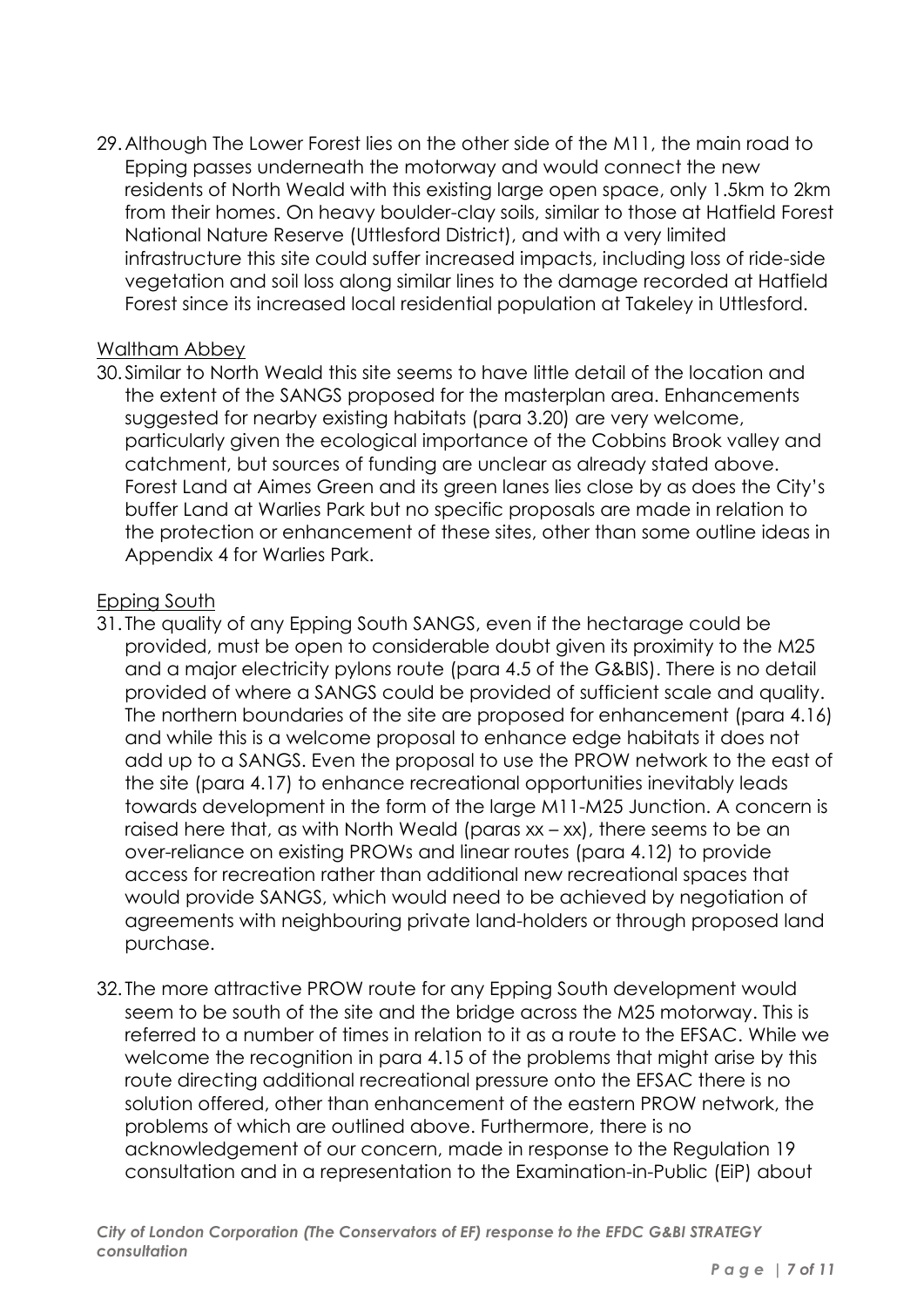29. Although The Lower Forest lies on the other side of the M11, the main road to Epping passes underneath the motorway and would connect the new residents of North Weald with this existing large open space, only 1.5km to 2km from their homes. On heavy boulder-clay soils, similar to those at Hatfield Forest National Nature Reserve (Uttlesford District), and with a very limited infrastructure this site could suffer increased impacts, including loss of ride-side vegetation and soil loss along similar lines to the damage recorded at Hatfield Forest since its increased local residential population at Takeley in Uttlesford.

Waltham Abbey

30. Similar to North Weald this site seems to have little detail of the location and the extent of the SANGS proposed for the masterplan area. Enhancements suggested for nearby existing habitats (para 3.20) are very welcome, particularly given the ecological importance of the Cobbins Brook valley and catchment, but sources of funding are unclear as already stated above. Forest Land at Aimes Green and its green lanes lies close by as does the City's buffer Land at Warlies Park but no specific proposals are made in relation to the protection or enhancement of these sites, other than some outline ideas in Appendix 4 for Warlies Park.

Epping South

31. The quality of any Epping South SANGS, even if the hectarage could be provided, must be open to considerable doubt given its proximity to the M25 and a major electricity pylons route (para 4.5 of the G&BIS). There is no detail provided of where a SANGS could be provided of sufficient scale and quality. The northern boundaries of the site are proposed for enhancement (para 4.16) and while this is a welcome proposal to enhance edge habitats it does not add up to a SANGS. Even the proposal to use the PROW network to the east of the site (para 4.17) to enhance recreational opportunities inevitably leads towards development in the form of the large M11-M25 Junction. A concern is raised here that, as with North Weald (paras xx – xx), there seems to be an over-reliance on existing PROWs and linear routes (para 4.12) to provide access for recreation rather than additional new recreational spaces that would provide SANGS, which would need to be achieved by negotiation of agreements with neighbouring private land-holders or through proposed land purchase.

32. The more attractive PROW route for any Epping South development would seem to be south of the site and the bridge across the M25 motorway. This is referred to a number of times in relation to it as a route to the EFSAC. While we welcome the recognition in para 4.15 of the problems that might arise by this route directing additional recreational pressure onto the EFSAC there is no solution offered, other than enhancement of the eastern PROW network, the problems of which are outlined above. Furthermore, there is no acknowledgement of our concern, made in response to the Regulation 19 consultation and in a representation to the Examination-in-Public (EiP) about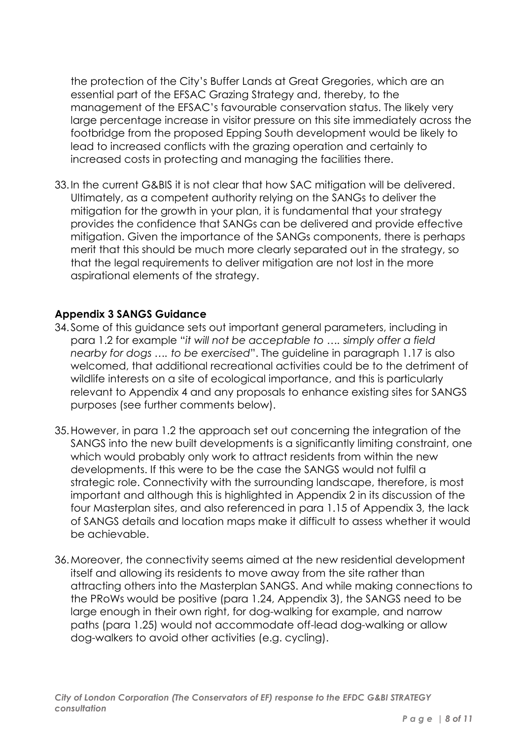the protection of the City's Buffer Lands at Great Gregories, which are an essential part of the EFSAC Grazing Strategy and, thereby, to the management of the EFSAC's favourable conservation status. The likely very large percentage increase in visitor pressure on this site immediately across the footbridge from the proposed Epping South development would be likely to lead to increased conflicts with the grazing operation and certainly to increased costs in protecting and managing the facilities there.

33. In the current G&BIS it is not clear that how SAC mitigation will be delivered. Ultimately, as a competent authority relying on the SANGs to deliver the mitigation for the growth in your plan, it is fundamental that your strategy provides the confidence that SANGs can be delivered and provide effective mitigation. Given the importance of the SANGs components, there is perhaps merit that this should be much more clearly separated out in the strategy, so that the legal requirements to deliver mitigation are not lost in the more aspirational elements of the strategy.

**Appendix 3 SANGS Guidance**

34. Some of this guidance sets out important general parameters, including in para 1.2 for example "*it will not be acceptable to …. simply offer a field nearby for dogs …. to be exercised*". The guideline in paragraph 1.17 is also welcomed, that additional recreational activities could be to the detriment of wildlife interests on a site of ecological importance, and this is particularly relevant to Appendix 4 and any proposals to enhance existing sites for SANGS purposes (see further comments below).

35. However, in para 1.2 the approach set out concerning the integration of the SANGS into the new built developments is a significantly limiting constraint, one which would probably only work to attract residents from within the new developments. If this were to be the case the SANGS would not fulfil a strategic role. Connectivity with the surrounding landscape, therefore, is most important and although this is highlighted in Appendix 2 in its discussion of the four Masterplan sites, and also referenced in para 1.15 of Appendix 3, the lack of SANGS details and location maps make it difficult to assess whether it would be achievable.

36. Moreover, the connectivity seems aimed at the new residential development itself and allowing its residents to move away from the site rather than attracting others into the Masterplan SANGS. And while making connections to the PRoWs would be positive (para 1.24, Appendix 3), the SANGS need to be large enough in their own right, for dog-walking for example, and narrow paths (para 1.25) would not accommodate off-lead dog-walking or allow dog-walkers to avoid other activities (e.g. cycling).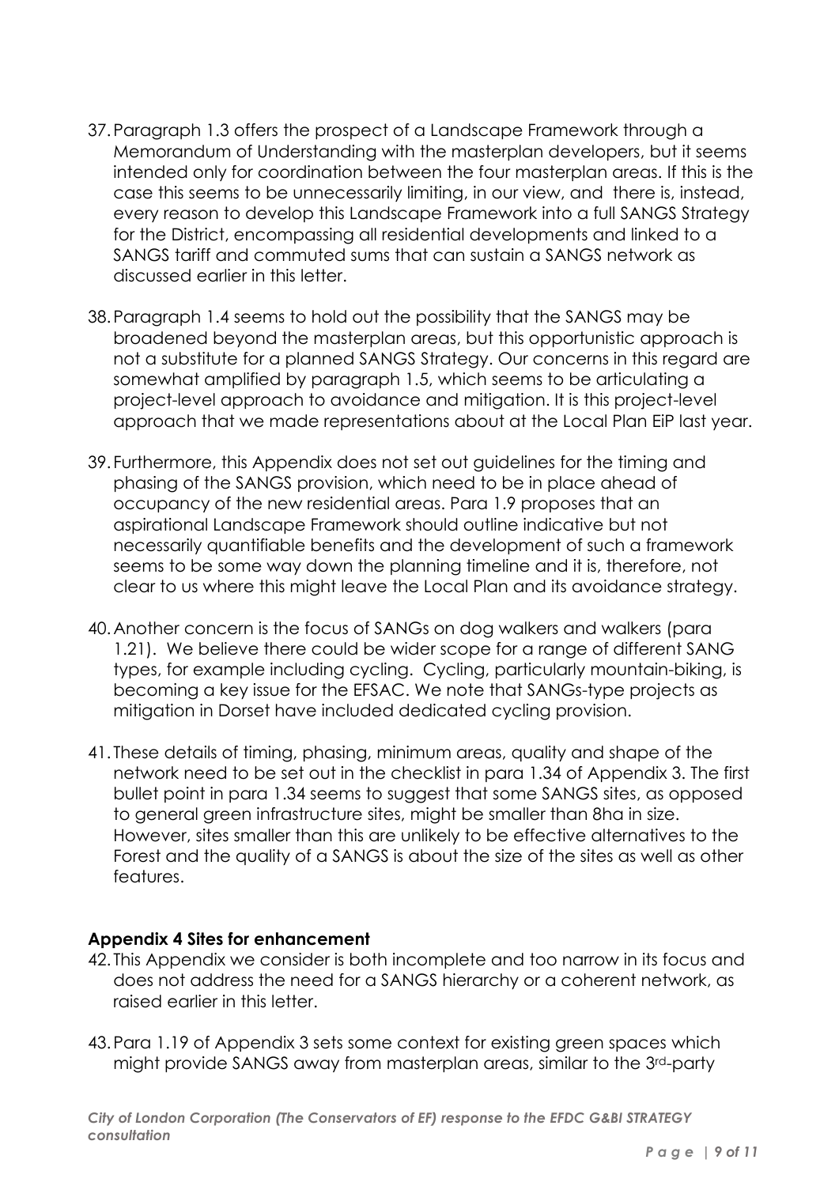37. Paragraph 1.3 offers the prospect of a Landscape Framework through a Memorandum of Understanding with the masterplan developers, but it seems intended only for coordination between the four masterplan areas. If this is the case this seems to be unnecessarily limiting, in our view, and there is, instead, every reason to develop this Landscape Framework into a full SANGS Strategy for the District, encompassing all residential developments and linked to a SANGS tariff and commuted sums that can sustain a SANGS network as discussed earlier in this letter.

38. Paragraph 1.4 seems to hold out the possibility that the SANGS may be broadened beyond the masterplan areas, but this opportunistic approach is not a substitute for a planned SANGS Strategy. Our concerns in this regard are somewhat amplified by paragraph 1.5, which seems to be articulating a project-level approach to avoidance and mitigation. It is this project-level approach that we made representations about at the Local Plan EiP last year.

39. Furthermore, this Appendix does not set out guidelines for the timing and phasing of the SANGS provision, which need to be in place ahead of occupancy of the new residential areas. Para 1.9 proposes that an aspirational Landscape Framework should outline indicative but not necessarily quantifiable benefits and the development of such a framework seems to be some way down the planning timeline and it is, therefore, not clear to us where this might leave the Local Plan and its avoidance strategy.

40. Another concern is the focus of SANGs on dog walkers and walkers (para 1.21). We believe there could be wider scope for a range of different SANG types, for example including cycling. Cycling, particularly mountain-biking, is becoming a key issue for the EFSAC. We note that SANGs-type projects as mitigation in Dorset have included dedicated cycling provision.

41. These details of timing, phasing, minimum areas, quality and shape of the network need to be set out in the checklist in para 1.34 of Appendix 3. The first bullet point in para 1.34 seems to suggest that some SANGS sites, as opposed to general green infrastructure sites, might be smaller than 8ha in size. However, sites smaller than this are unlikely to be effective alternatives to the Forest and the quality of a SANGS is about the size of the sites as well as other features.

**Appendix 4 Sites for enhancement**

42. This Appendix we consider is both incomplete and too narrow in its focus and does not address the need for a SANGS hierarchy or a coherent network, as raised earlier in this letter.

43. Para 1.19 of Appendix 3 sets some context for existing green spaces which might provide SANGS away from masterplan areas, similar to the 3rd-party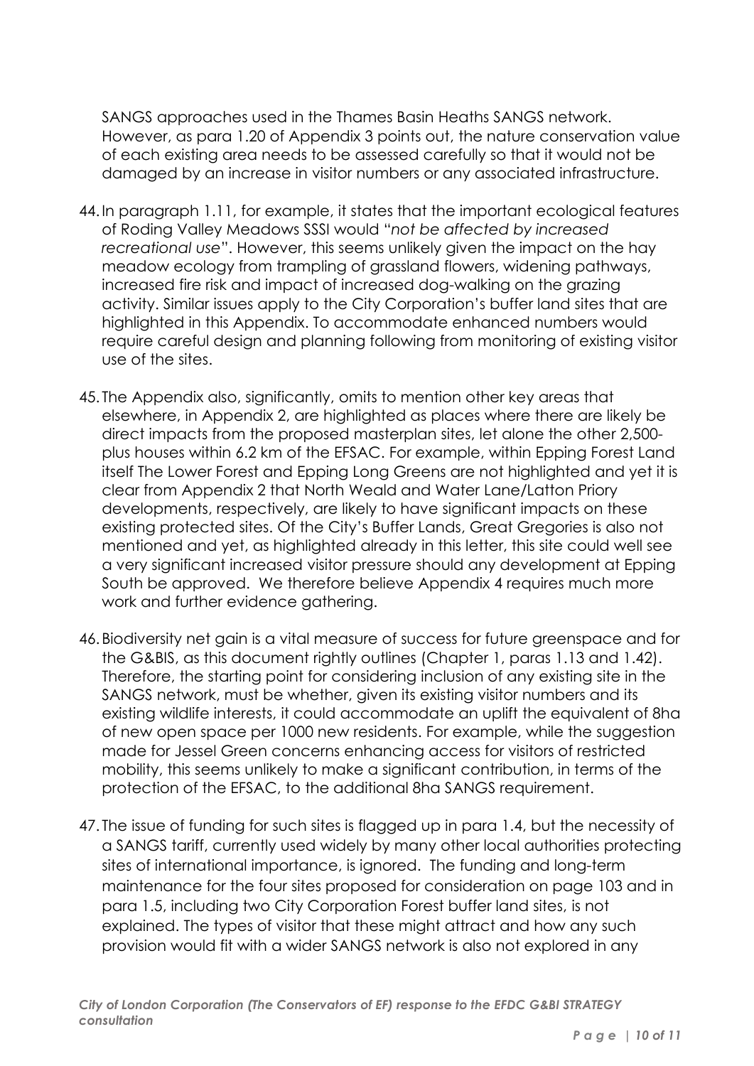SANGS approaches used in the Thames Basin Heaths SANGS network. However, as para 1.20 of Appendix 3 points out, the nature conservation value of each existing area needs to be assessed carefully so that it would not be damaged by an increase in visitor numbers or any associated infrastructure.

44. In paragraph 1.11, for example, it states that the important ecological features of Roding Valley Meadows SSSI would "*not be affected by increased recreational use*". However, this seems unlikely given the impact on the hay meadow ecology from trampling of grassland flowers, widening pathways, increased fire risk and impact of increased dog-walking on the grazing activity. Similar issues apply to the City Corporation's buffer land sites that are highlighted in this Appendix. To accommodate enhanced numbers would require careful design and planning following from monitoring of existing visitor use of the sites.

45. The Appendix also, significantly, omits to mention other key areas that elsewhere, in Appendix 2, are highlighted as places where there are likely be direct impacts from the proposed masterplan sites, let alone the other 2,500-plus houses within 6.2 km of the EFSAC. For example, within Epping Forest Land itself The Lower Forest and Epping Long Greens are not highlighted and yet it is clear from Appendix 2 that North Weald and Water Lane/Latton Priory developments, respectively, are likely to have significant impacts on these existing protected sites. Of the City's Buffer Lands, Great Gregories is also not mentioned and yet, as highlighted already in this letter, this site could well see a very significant increased visitor pressure should any development at Epping South be approved. We therefore believe Appendix 4 requires much more work and further evidence gathering.

46. Biodiversity net gain is a vital measure of success for future greenspace and for the G&BIS, as this document rightly outlines (Chapter 1, paras 1.13 and 1.42). Therefore, the starting point for considering inclusion of any existing site in the SANGS network, must be whether, given its existing visitor numbers and its existing wildlife interests, it could accommodate an uplift the equivalent of 8ha of new open space per 1000 new residents. For example, while the suggestion made for Jessel Green concerns enhancing access for visitors of restricted mobility, this seems unlikely to make a significant contribution, in terms of the protection of the EFSAC, to the additional 8ha SANGS requirement.

47. The issue of funding for such sites is flagged up in para 1.4, but the necessity of a SANGS tariff, currently used widely by many other local authorities protecting sites of international importance, is ignored. The funding and long-term maintenance for the four sites proposed for consideration on page 103 and in para 1.5, including two City Corporation Forest buffer land sites, is not explained. The types of visitor that these might attract and how any such provision would fit with a wider SANGS network is also not explored in any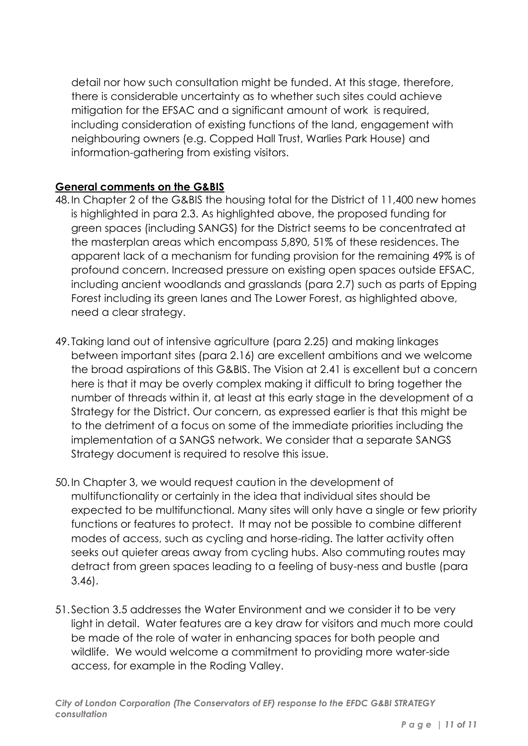detail nor how such consultation might be funded. At this stage, therefore, there is considerable uncertainty as to whether such sites could achieve mitigation for the EFSAC and a significant amount of work is required, including consideration of existing functions of the land, engagement with neighbouring owners (e.g. Copped Hall Trust, Warlies Park House) and information-gathering from existing visitors.

**General comments on the G&BIS**

48. In Chapter 2 of the G&BIS the housing total for the District of 11,400 new homes is highlighted in para 2.3. As highlighted above, the proposed funding for green spaces (including SANGS) for the District seems to be concentrated at the masterplan areas which encompass 5,890, 51% of these residences. The apparent lack of a mechanism for funding provision for the remaining 49% is of profound concern. Increased pressure on existing open spaces outside EFSAC, including ancient woodlands and grasslands (para 2.7) such as parts of Epping Forest including its green lanes and The Lower Forest, as highlighted above, need a clear strategy.

49. Taking land out of intensive agriculture (para 2.25) and making linkages between important sites (para 2.16) are excellent ambitions and we welcome the broad aspirations of this G&BIS. The Vision at 2.41 is excellent but a concern here is that it may be overly complex making it difficult to bring together the number of threads within it, at least at this early stage in the development of a Strategy for the District. Our concern, as expressed earlier is that this might be to the detriment of a focus on some of the immediate priorities including the implementation of a SANGS network. We consider that a separate SANGS Strategy document is required to resolve this issue.

50. In Chapter 3, we would request caution in the development of multifunctionality or certainly in the idea that individual sites should be expected to be multifunctional. Many sites will only have a single or few priority functions or features to protect. It may not be possible to combine different modes of access, such as cycling and horse-riding. The latter activity often seeks out quieter areas away from cycling hubs. Also commuting routes may detract from green spaces leading to a feeling of busy-ness and bustle (para 3.46).

51. Section 3.5 addresses the Water Environment and we consider it to be very light in detail. Water features are a key draw for visitors and much more could be made of the role of water in enhancing spaces for both people and wildlife. We would welcome a commitment to providing more water-side access, for example in the Roding Valley.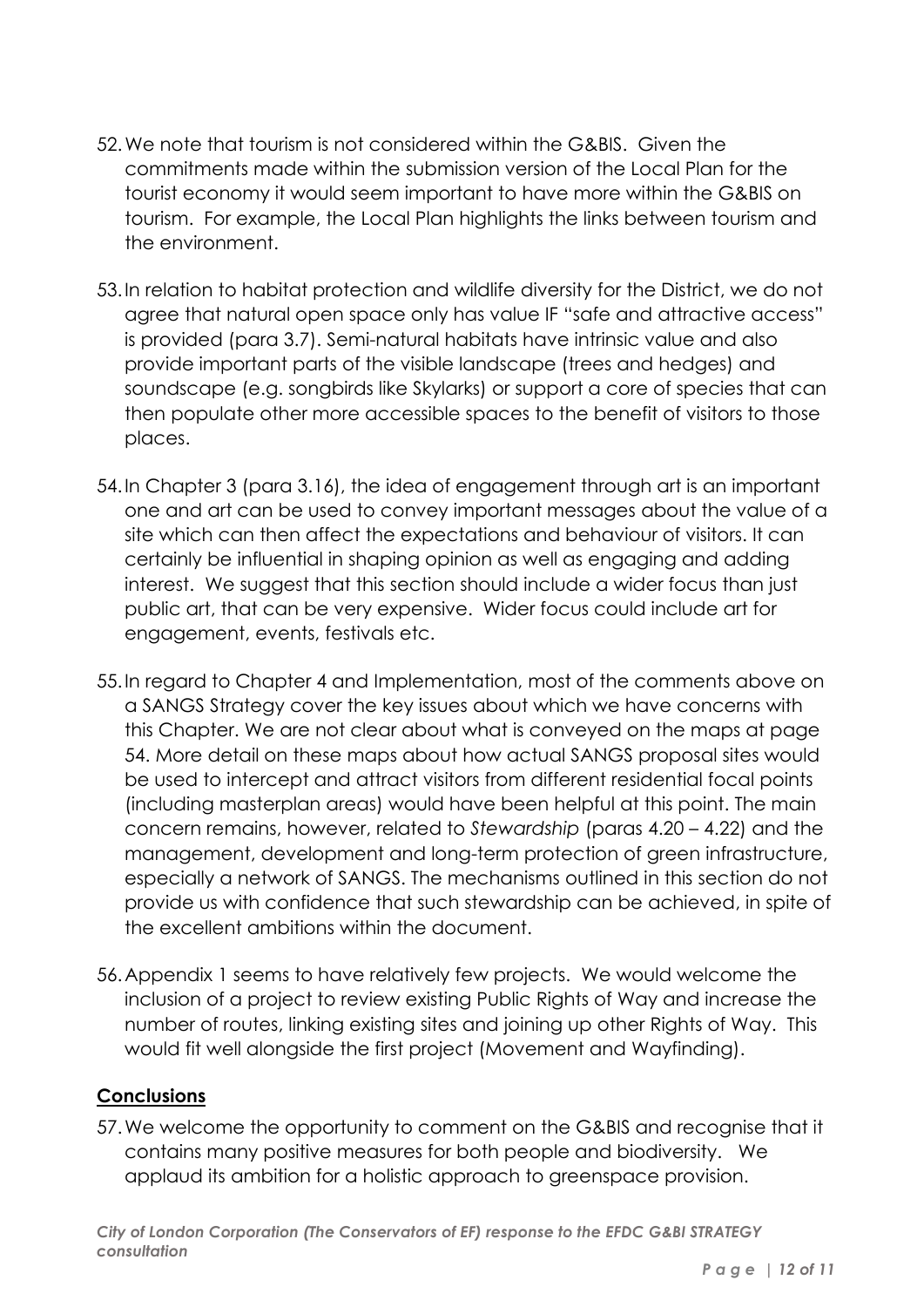52. We note that tourism is not considered within the G&BIS. Given the commitments made within the submission version of the Local Plan for the tourist economy it would seem important to have more within the G&BIS on tourism. For example, the Local Plan highlights the links between tourism and the environment.

53. In relation to habitat protection and wildlife diversity for the District, we do not agree that natural open space only has value IF "safe and attractive access" is provided (para 3.7). Semi-natural habitats have intrinsic value and also provide important parts of the visible landscape (trees and hedges) and soundscape (e.g. songbirds like Skylarks) or support a core of species that can then populate other more accessible spaces to the benefit of visitors to those places.

54. In Chapter 3 (para 3.16), the idea of engagement through art is an important one and art can be used to convey important messages about the value of a site which can then affect the expectations and behaviour of visitors. It can certainly be influential in shaping opinion as well as engaging and adding interest. We suggest that this section should include a wider focus than just public art, that can be very expensive. Wider focus could include art for engagement, events, festivals etc.

55. In regard to Chapter 4 and Implementation, most of the comments above on a SANGS Strategy cover the key issues about which we have concerns with this Chapter. We are not clear about what is conveyed on the maps at page 54. More detail on these maps about how actual SANGS proposal sites would be used to intercept and attract visitors from different residential focal points (including masterplan areas) would have been helpful at this point. The main concern remains, however, related to *Stewardship* (paras 4.20 – 4.22) and the management, development and long-term protection of green infrastructure, especially a network of SANGS. The mechanisms outlined in this section do not provide us with confidence that such stewardship can be achieved, in spite of the excellent ambitions within the document.

56. Appendix 1 seems to have relatively few projects. We would welcome the inclusion of a project to review existing Public Rights of Way and increase the number of routes, linking existing sites and joining up other Rights of Way. This would fit well alongside the first project (Movement and Wayfinding).

## Conclusions

57. We welcome the opportunity to comment on the G&BIS and recognise that it contains many positive measures for both people and biodiversity. We applaud its ambition for a holistic approach to greenspace provision.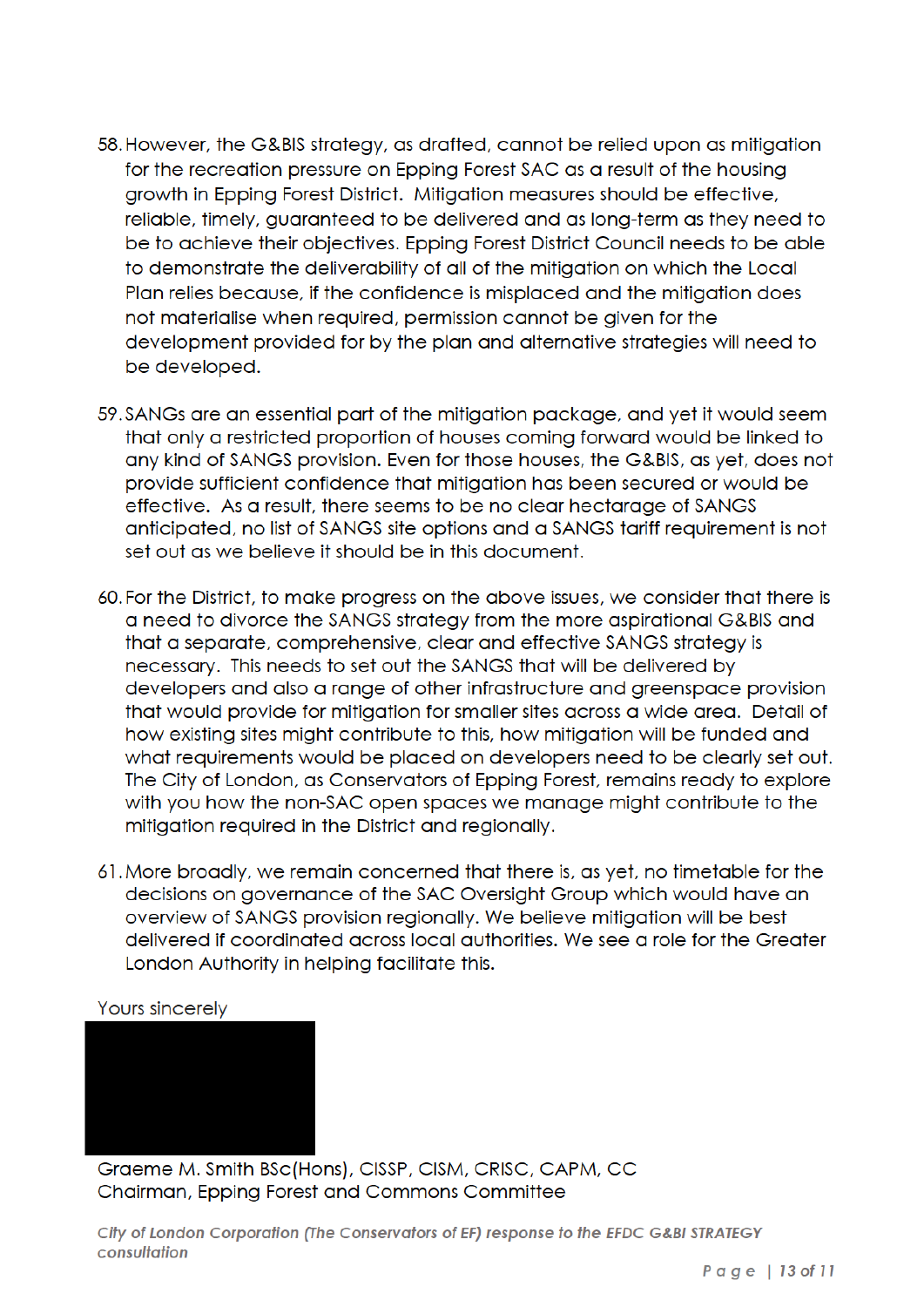58. However, the G&BIS strategy, as drafted, cannot be relied upon as mitigation for the recreation pressure on Epping Forest SAC as a result of the housing growth in Epping Forest District. Mitigation measures should be effective, reliable, timely, guaranteed to be delivered and as long-term as they need to be to achieve their objectives. Epping Forest District Council needs to be able to demonstrate the deliverability of all of the mitigation on which the Local Plan relies because, if the confidence is misplaced and the mitigation does not materialise when required, permission cannot be given for the development provided for by the plan and alternative strategies will need to be developed.

59. SANGs are an essential part of the mitigation package, and yet it would seem that only a restricted proportion of houses coming forward would be linked to any kind of SANGS provision. Even for those houses, the G&BIS, as yet, does not provide sufficient confidence that mitigation has been secured or would be effective. As a result, there seems to be no clear hectarage of SANGS anticipated, no list of SANGS site options and a SANGS tariff requirement is not set out as we believe it should be in this document.

60. For the District, to make progress on the above issues, we consider that there is a need to divorce the SANGS strategy from the more aspirational G&BIS and that a separate, comprehensive, clear and effective SANGS strategy is necessary. This needs to set out the SANGS that will be delivered by developers and also a range of other infrastructure and greenspace provision that would provide for mitigation for smaller sites across a wide area. Detail of how existing sites might contribute to this, how mitigation will be funded and what requirements would be placed on developers need to be clearly set out. The City of London, as Conservators of Epping Forest, remains ready to explore with you how the non-SAC open spaces we manage might contribute to the mitigation required in the District and regionally.

61. More broadly, we remain concerned that there is, as yet, no timetable for the decisions on governance of the SAC Oversight Group which would have an overview of SANGS provision regionally. We believe mitigation will be best delivered if coordinated across local authorities. We see a role for the Greater London Authority in helping facilitate this.

Yours sincerely

Graeme M. Smith BSc(Hons), CISSP, CISM, CRISC, CAPM, CC
Chairman, Epping Forest and Commons Committee